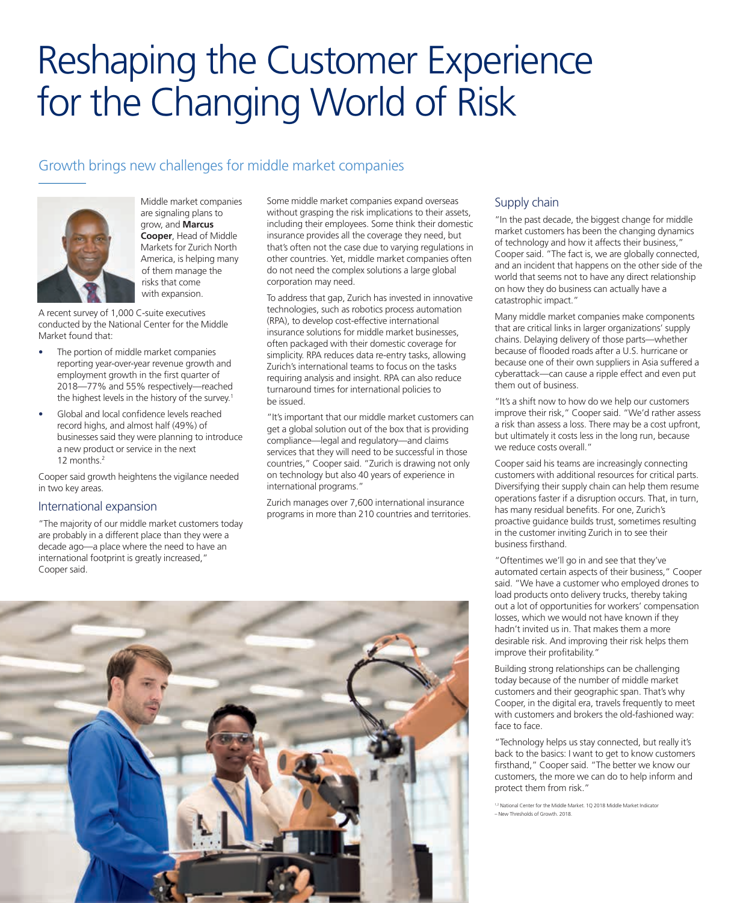# Reshaping the Customer Experience for the Changing World of Risk

## Growth brings new challenges for middle market companies

Middle market companies are signaling plans to grow, and **Marcus Cooper**, Head of Middle Markets for Zurich North America, is helping many of them manage the risks that come with expansion.

A recent survey of 1,000 C-suite executives conducted by the National Center for the Middle Market found that:

- The portion of middle market companies reporting year-over-year revenue growth and employment growth in the first quarter of 2018—77% and 55% respectively—reached the highest levels in the history of the survey.[1]
- Global and local confidence levels reached record highs, and almost half (49%) of businesses said they were planning to introduce a new product or service in the next 12 months.[2]

Cooper said growth heightens the vigilance needed in two key areas.

### International expansion

"The majority of our middle market customers today are probably in a different place than they were a decade ago—a place where the need to have an international footprint is greatly increased," Cooper said.

Some middle market companies expand overseas without grasping the risk implications to their assets, including their employees. Some think their domestic insurance provides all the coverage they need, but that's often not the case due to varying regulations in other countries. Yet, middle market companies often do not need the complex solutions a large global corporation may need.

To address that gap, Zurich has invested in innovative technologies, such as robotics process automation (RPA), to develop cost-effective international insurance solutions for middle market businesses, often packaged with their domestic coverage for simplicity. RPA reduces data re-entry tasks, allowing Zurich's international teams to focus on the tasks requiring analysis and insight. RPA can also reduce turnaround times for international policies to be issued.

"It's important that our middle market customers can get a global solution out of the box that is providing compliance—legal and regulatory—and claims services that they will need to be successful in those countries," Cooper said. "Zurich is drawing not only on technology but also 40 years of experience in international programs."

Zurich manages over 7,600 international insurance programs in more than 210 countries and territories.

### Supply chain

"In the past decade, the biggest change for middle market customers has been the changing dynamics of technology and how it affects their business," Cooper said. "The fact is, we are globally connected, and an incident that happens on the other side of the world that seems not to have any direct relationship on how they do business can actually have a catastrophic impact."

Many middle market companies make components that are critical links in larger organizations' supply chains. Delaying delivery of those parts—whether because of flooded roads after a U.S. hurricane or because one of their own suppliers in Asia suffered a cyberattack—can cause a ripple effect and even put them out of business.

"It's a shift now to how do we help our customers improve their risk," Cooper said. "We'd rather assess a risk than assess a loss. There may be a cost upfront, but ultimately it costs less in the long run, because we reduce costs overall."

Cooper said his teams are increasingly connecting customers with additional resources for critical parts. Diversifying their supply chain can help them resume operations faster if a disruption occurs. That, in turn, has many residual benefits. For one, Zurich's proactive guidance builds trust, sometimes resulting in the customer inviting Zurich in to see their business firsthand.

"Oftentimes we'll go in and see that they've automated certain aspects of their business," Cooper said. "We have a customer who employed drones to load products onto delivery trucks, thereby taking out a lot of opportunities for workers' compensation losses, which we would not have known if they hadn't invited us in. That makes them a more desirable risk. And improving their risk helps them improve their profitability."

Building strong relationships can be challenging today because of the number of middle market customers and their geographic span. That's why Cooper, in the digital era, travels frequently to meet with customers and brokers the old-fashioned way: face to face.

"Technology helps us stay connected, but really it's back to the basics: I want to get to know customers firsthand," Cooper said. "The better we know our customers, the more we can do to help inform and protect them from risk."

[1,2] National Center for the Middle Market. 1Q 2018 Middle Market Indicator – New Thresholds of Growth. 2018.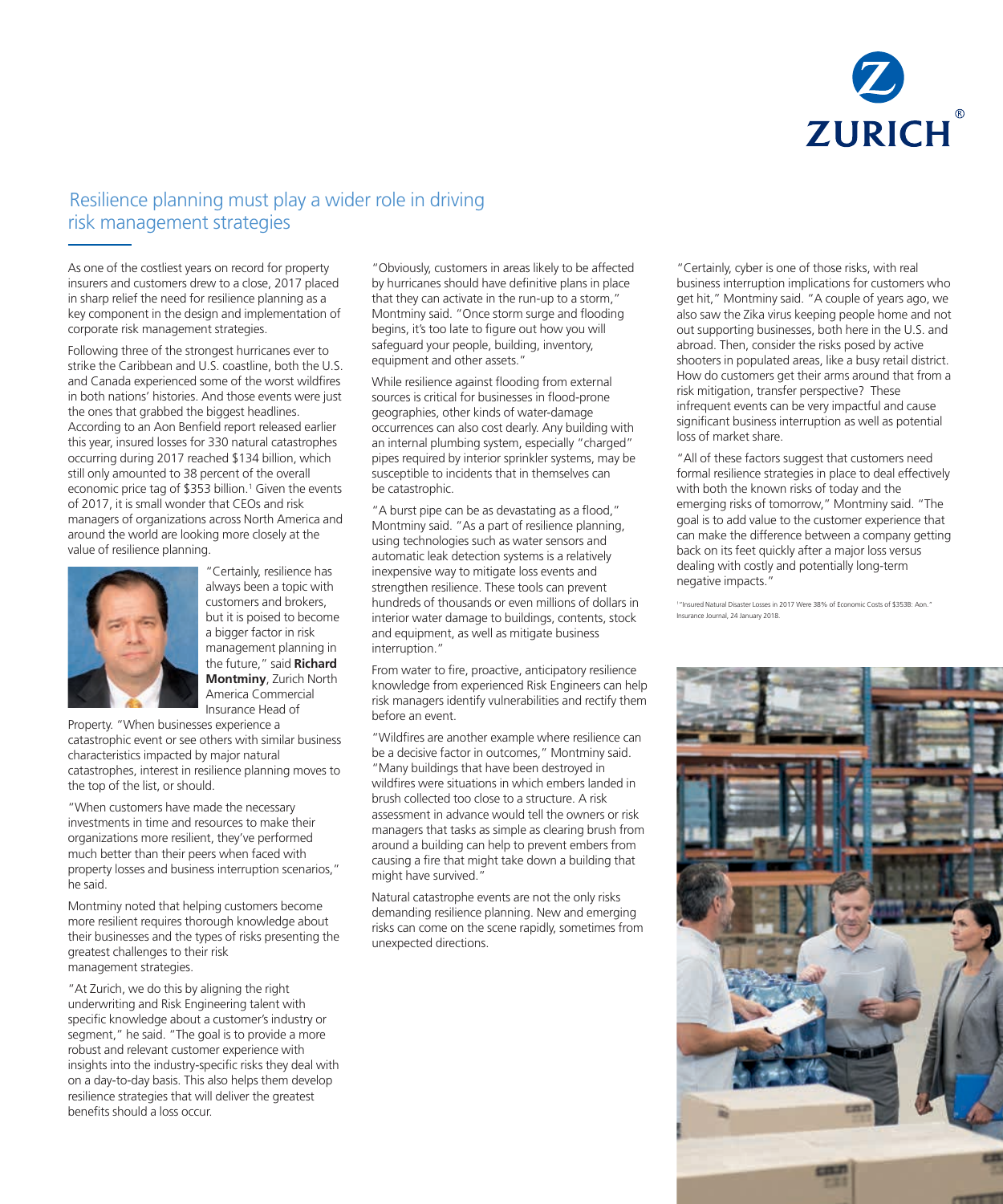# Resilience planning must play a wider role in driving risk management strategies

As one of the costliest years on record for property insurers and customers drew to a close, 2017 placed in sharp relief the need for resilience planning as a key component in the design and implementation of corporate risk management strategies.

Following three of the strongest hurricanes ever to strike the Caribbean and U.S. coastline, both the U.S. and Canada experienced some of the worst wildfires in both nations' histories. And those events were just the ones that grabbed the biggest headlines. According to an Aon Benfield report released earlier this year, insured losses for 330 natural catastrophes occurring during 2017 reached $134 billion, which still only amounted to 38 percent of the overall economic price tag of $353 billion.[1] Given the events of 2017, it is small wonder that CEOs and risk managers of organizations across North America and around the world are looking more closely at the value of resilience planning.

"Certainly, resilience has always been a topic with customers and brokers, but it is poised to become a bigger factor in risk management planning in the future," said **Richard Montminy**, Zurich North America Commercial Insurance Head of Property. "When businesses experience a catastrophic event or see others with similar business characteristics impacted by major natural catastrophes, interest in resilience planning moves to the top of the list, or should.

"When customers have made the necessary investments in time and resources to make their organizations more resilient, they've performed much better than their peers when faced with property losses and business interruption scenarios," he said.

Montminy noted that helping customers become more resilient requires thorough knowledge about their businesses and the types of risks presenting the greatest challenges to their risk management strategies.

"At Zurich, we do this by aligning the right underwriting and Risk Engineering talent with specific knowledge about a customer's industry or segment," he said. "The goal is to provide a more robust and relevant customer experience with insights into the industry-specific risks they deal with on a day-to-day basis. This also helps them develop resilience strategies that will deliver the greatest benefits should a loss occur.

"Obviously, customers in areas likely to be affected by hurricanes should have definitive plans in place that they can activate in the run-up to a storm," Montminy said. "Once storm surge and flooding begins, it's too late to figure out how you will safeguard your people, building, inventory, equipment and other assets."

While resilience against flooding from external sources is critical for businesses in flood-prone geographies, other kinds of water-damage occurrences can also cost dearly. Any building with an internal plumbing system, especially "charged" pipes required by interior sprinkler systems, may be susceptible to incidents that in themselves can be catastrophic.

"A burst pipe can be as devastating as a flood," Montminy said. "As a part of resilience planning, using technologies such as water sensors and automatic leak detection systems is a relatively inexpensive way to mitigate loss events and strengthen resilience. These tools can prevent hundreds of thousands or even millions of dollars in interior water damage to buildings, contents, stock and equipment, as well as mitigate business interruption."

From water to fire, proactive, anticipatory resilience knowledge from experienced Risk Engineers can help risk managers identify vulnerabilities and rectify them before an event.

"Wildfires are another example where resilience can be a decisive factor in outcomes," Montminy said. "Many buildings that have been destroyed in wildfires were situations in which embers landed in brush collected too close to a structure. A risk assessment in advance would tell the owners or risk managers that tasks as simple as clearing brush from around a building can help to prevent embers from causing a fire that might take down a building that might have survived."

Natural catastrophe events are not the only risks demanding resilience planning. New and emerging risks can come on the scene rapidly, sometimes from unexpected directions.

"Certainly, cyber is one of those risks, with real business interruption implications for customers who get hit," Montminy said. "A couple of years ago, we also saw the Zika virus keeping people home and not out supporting businesses, both here in the U.S. and abroad. Then, consider the risks posed by active shooters in populated areas, like a busy retail district. How do customers get their arms around that from a risk mitigation, transfer perspective? These infrequent events can be very impactful and cause significant business interruption as well as potential loss of market share.

"All of these factors suggest that customers need formal resilience strategies in place to deal effectively with both the known risks of today and the emerging risks of tomorrow," Montminy said. "The goal is to add value to the customer experience that can make the difference between a company getting back on its feet quickly after a major loss versus dealing with costly and potentially long-term negative impacts."

[1] "Insured Natural Disaster Losses in 2017 Were 38% of Economic Costs of $353B: Aon." Insurance Journal, 24 January 2018.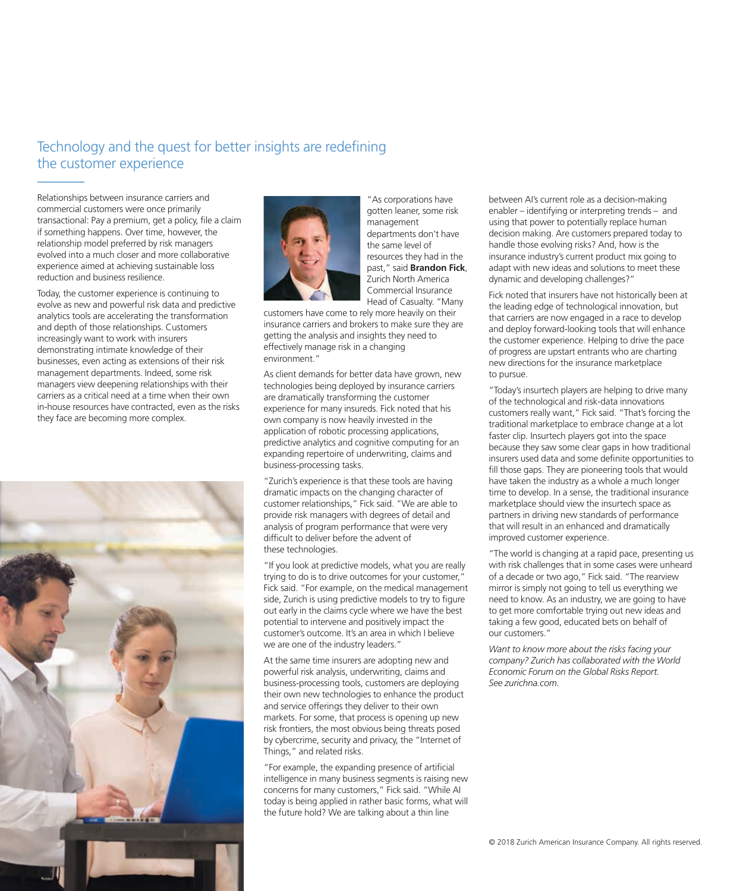## Technology and the quest for better insights are redefining the customer experience

Relationships between insurance carriers and commercial customers were once primarily transactional: Pay a premium, get a policy, file a claim if something happens. Over time, however, the relationship model preferred by risk managers evolved into a much closer and more collaborative experience aimed at achieving sustainable loss reduction and business resilience.

Today, the customer experience is continuing to evolve as new and powerful risk data and predictive analytics tools are accelerating the transformation and depth of those relationships. Customers increasingly want to work with insurers demonstrating intimate knowledge of their businesses, even acting as extensions of their risk management departments. Indeed, some risk managers view deepening relationships with their carriers as a critical need at a time when their own in-house resources have contracted, even as the risks they face are becoming more complex.

"As corporations have gotten leaner, some risk management departments don't have the same level of resources they had in the past," said **Brandon Fick**, Zurich North America Commercial Insurance Head of Casualty. "Many customers have come to rely more heavily on their insurance carriers and brokers to make sure they are getting the analysis and insights they need to effectively manage risk in a changing environment."

As client demands for better data have grown, new technologies being deployed by insurance carriers are dramatically transforming the customer experience for many insureds. Fick noted that his own company is now heavily invested in the application of robotic processing applications, predictive analytics and cognitive computing for an expanding repertoire of underwriting, claims and business-processing tasks.

"Zurich's experience is that these tools are having dramatic impacts on the changing character of customer relationships," Fick said. "We are able to provide risk managers with degrees of detail and analysis of program performance that were very difficult to deliver before the advent of these technologies.

"If you look at predictive models, what you are really trying to do is to drive outcomes for your customer," Fick said. "For example, on the medical management side, Zurich is using predictive models to try to figure out early in the claims cycle where we have the best potential to intervene and positively impact the customer's outcome. It's an area in which I believe we are one of the industry leaders."

At the same time insurers are adopting new and powerful risk analysis, underwriting, claims and business-processing tools, customers are deploying their own new technologies to enhance the product and service offerings they deliver to their own markets. For some, that process is opening up new risk frontiers, the most obvious being threats posed by cybercrime, security and privacy, the "Internet of Things," and related risks.

"For example, the expanding presence of artificial intelligence in many business segments is raising new concerns for many customers," Fick said. "While AI today is being applied in rather basic forms, what will the future hold? We are talking about a thin line between AI's current role as a decision-making enabler – identifying or interpreting trends – and using that power to potentially replace human decision making. Are customers prepared today to handle those evolving risks? And, how is the insurance industry's current product mix going to adapt with new ideas and solutions to meet these dynamic and developing challenges?"

Fick noted that insurers have not historically been at the leading edge of technological innovation, but that carriers are now engaged in a race to develop and deploy forward-looking tools that will enhance the customer experience. Helping to drive the pace of progress are upstart entrants who are charting new directions for the insurance marketplace to pursue.

"Today's insurtech players are helping to drive many of the technological and risk-data innovations customers really want," Fick said. "That's forcing the traditional marketplace to embrace change at a lot faster clip. Insurtech players got into the space because they saw some clear gaps in how traditional insurers used data and some definite opportunities to fill those gaps. They are pioneering tools that would have taken the industry as a whole a much longer time to develop. In a sense, the traditional insurance marketplace should view the insurtech space as partners in driving new standards of performance that will result in an enhanced and dramatically improved customer experience.

"The world is changing at a rapid pace, presenting us with risk challenges that in some cases were unheard of a decade or two ago," Fick said. "The rearview mirror is simply not going to tell us everything we need to know. As an industry, we are going to have to get more comfortable trying out new ideas and taking a few good, educated bets on behalf of our customers."

*Want to know more about the risks facing your company? Zurich has collaborated with the World Economic Forum on the Global Risks Report. See zurichna.com.*

© 2018 Zurich American Insurance Company. All rights reserved.